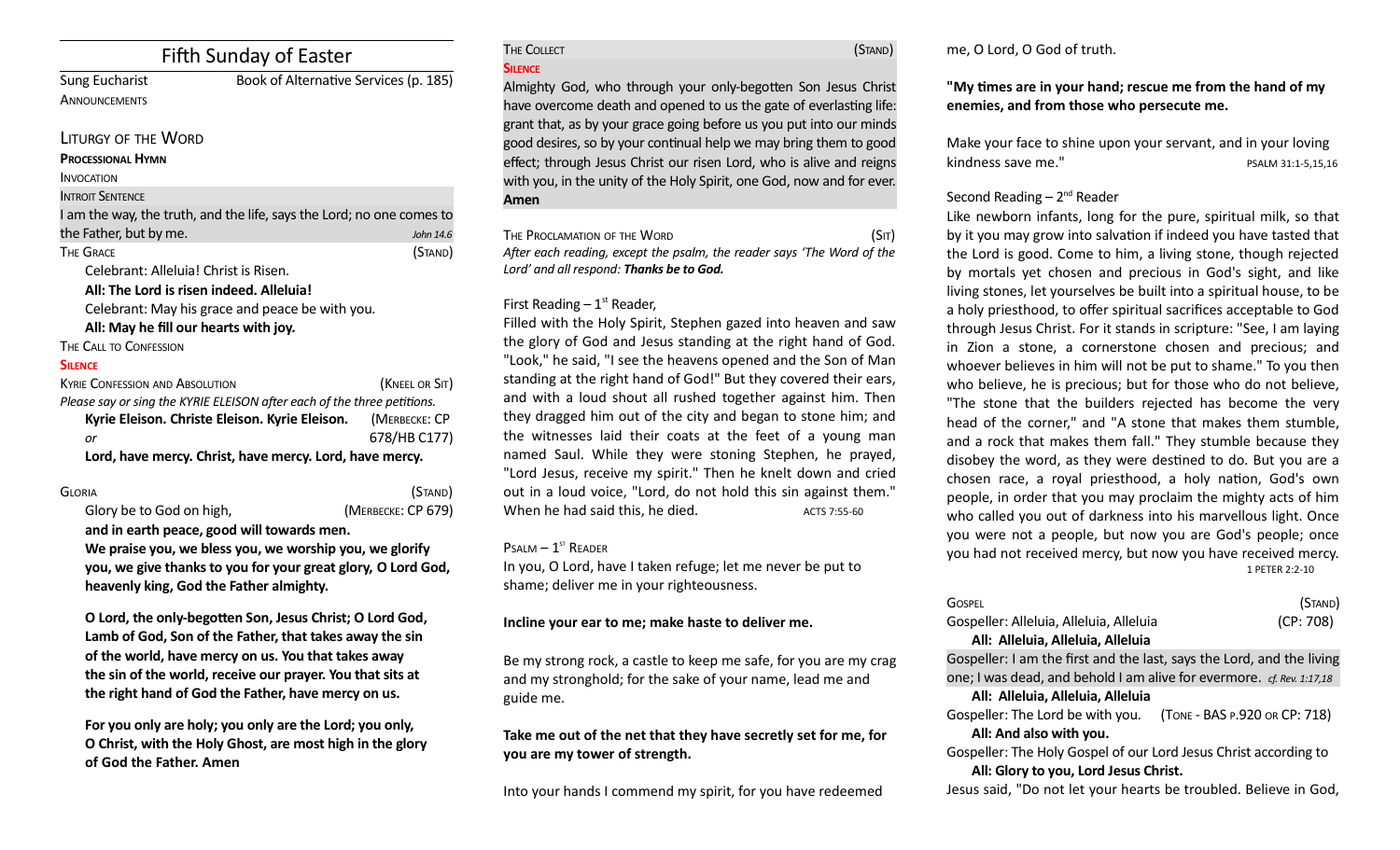# Fifth Sunday of Easter

Sung Eucharist — Book of Alternative Services (p. 185)

ANNOUNCEMENTS

## LITURGY OF THE WORD

**PROCESSIONAL HYMN**

INVOCATION

INTROIT SENTENCE

I am the way, the truth, and the life, says the Lord; no one comes to the Father, but by me. *John 14.6*

THE GRACE (STAND)

Celebrant: Alleluia! Christ is Risen.

**All: The Lord is risen indeed. Alleluia!**

Celebrant: May his grace and peace be with you.

**All: May he fill our hearts with joy.**

THE CALL TO CONFESSION

**SILENCE**

KYRIE CONFESSION AND ABSOLUTION (KNEEL OR SIT)

*Please say or sing the KYRIE ELEISON after each of the three petitions.*

**Kyrie Eleison. Christe Eleison. Kyrie Eleison.** (MERBECKE: CP 678/HB C177)

*or*

**Lord, have mercy. Christ, have mercy. Lord, have mercy.**

GLORIA (STAND)

Glory be to God on high, (MERBECKE: CP 679)

**and in earth peace, good will towards men.**

**We praise you, we bless you, we worship you, we glorify you, we give thanks to you for your great glory, O Lord God, heavenly king, God the Father almighty.**

**O Lord, the only-begotten Son, Jesus Christ; O Lord God, Lamb of God, Son of the Father, that takes away the sin of the world, have mercy on us. You that takes away the sin of the world, receive our prayer. You that sits at the right hand of God the Father, have mercy on us.**

**For you only are holy; you only are the Lord; you only, O Christ, with the Holy Ghost, are most high in the glory of God the Father. Amen**

THE COLLECT (STAND)

**SILENCE**

Almighty God, who through your only-begotten Son Jesus Christ have overcome death and opened to us the gate of everlasting life: grant that, as by your grace going before us you put into our minds good desires, so by your continual help we may bring them to good effect; through Jesus Christ our risen Lord, who is alive and reigns with you, in the unity of the Holy Spirit, one God, now and for ever. **Amen**

THE PROCLAMATION OF THE WORD (SIT)

*After each reading, except the psalm, the reader says 'The Word of the Lord' and all respond:* ***Thanks be to God.***

First Reading – 1st Reader,

Filled with the Holy Spirit, Stephen gazed into heaven and saw the glory of God and Jesus standing at the right hand of God. "Look," he said, "I see the heavens opened and the Son of Man standing at the right hand of God!" But they covered their ears, and with a loud shout all rushed together against him. Then they dragged him out of the city and began to stone him; and the witnesses laid their coats at the feet of a young man named Saul. While they were stoning Stephen, he prayed, "Lord Jesus, receive my spirit." Then he knelt down and cried out in a loud voice, "Lord, do not hold this sin against them." When he had said this, he died. ACTS 7:55-60

PSALM – 1ST READER

In you, O Lord, have I taken refuge; let me never be put to shame; deliver me in your righteousness.

**Incline your ear to me; make haste to deliver me.**

Be my strong rock, a castle to keep me safe, for you are my crag and my stronghold; for the sake of your name, lead me and guide me.

**Take me out of the net that they have secretly set for me, for you are my tower of strength.**

Into your hands I commend my spirit, for you have redeemed me, O Lord, O God of truth.

**"My times are in your hand; rescue me from the hand of my enemies, and from those who persecute me.**

Make your face to shine upon your servant, and in your loving kindness save me." PSALM 31:1-5,15,16

Second Reading – 2nd Reader

Like newborn infants, long for the pure, spiritual milk, so that by it you may grow into salvation if indeed you have tasted that the Lord is good. Come to him, a living stone, though rejected by mortals yet chosen and precious in God's sight, and like living stones, let yourselves be built into a spiritual house, to be a holy priesthood, to offer spiritual sacrifices acceptable to God through Jesus Christ. For it stands in scripture: "See, I am laying in Zion a stone, a cornerstone chosen and precious; and whoever believes in him will not be put to shame." To you then who believe, he is precious; but for those who do not believe, "The stone that the builders rejected has become the very head of the corner," and "A stone that makes them stumble, and a rock that makes them fall." They stumble because they disobey the word, as they were destined to do. But you are a chosen race, a royal priesthood, a holy nation, God's own people, in order that you may proclaim the mighty acts of him who called you out of darkness into his marvellous light. Once you were not a people, but now you are God's people; once you had not received mercy, but now you have received mercy. 1 PETER 2:2-10

GOSPEL (STAND)

Gospeller: Alleluia, Alleluia, Alleluia (CP: 708)

**All: Alleluia, Alleluia, Alleluia**

Gospeller: I am the first and the last, says the Lord, and the living one; I was dead, and behold I am alive for evermore. *cf. Rev. 1:17,18*

**All: Alleluia, Alleluia, Alleluia**

Gospeller: The Lord be with you. (TONE - BAS P.920 OR CP: 718)

**All: And also with you.**

Gospeller: The Holy Gospel of our Lord Jesus Christ according to

**All: Glory to you, Lord Jesus Christ.**

Jesus said, "Do not let your hearts be troubled. Believe in God,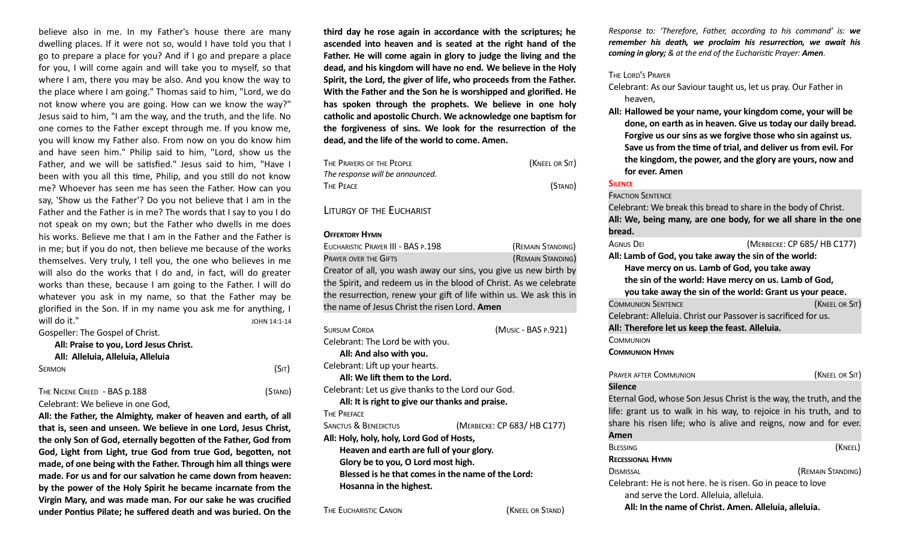believe also in me. In my Father's house there are many dwelling places. If it were not so, would I have told you that I go to prepare a place for you? And if I go and prepare a place for you, I will come again and will take you to myself, so that where I am, there you may be also. And you know the way to the place where I am going." Thomas said to him, "Lord, we do not know where you are going. How can we know the way?" Jesus said to him, "I am the way, and the truth, and the life. No one comes to the Father except through me. If you know me, you will know my Father also. From now on you do know him and have seen him." Philip said to him, "Lord, show us the Father, and we will be satisfied." Jesus said to him, "Have I been with you all this time, Philip, and you still do not know me? Whoever has seen me has seen the Father. How can you say, 'Show us the Father'? Do you not believe that I am in the Father and the Father is in me? The words that I say to you I do not speak on my own; but the Father who dwells in me does his works. Believe me that I am in the Father and the Father is in me; but if you do not, then believe me because of the works themselves. Very truly, I tell you, the one who believes in me will also do the works that I do and, in fact, will do greater works than these, because I am going to the Father. I will do whatever you ask in my name, so that the Father may be glorified in the Son. If in my name you ask me for anything, I will do it." JOHN 14:1-14

Gospeller: The Gospel of Christ.

**All: Praise to you, Lord Jesus Christ.**

**All: Alleluia, Alleluia, Alleluia**

SERMON (SIT)

THE NICENE CREED - BAS p.188 (STAND)

Celebrant: We believe in one God,

**All: the Father, the Almighty, maker of heaven and earth, of all that is, seen and unseen. We believe in one Lord, Jesus Christ, the only Son of God, eternally begotten of the Father, God from God, Light from Light, true God from true God, begotten, not made, of one being with the Father. Through him all things were made. For us and for our salvation he came down from heaven: by the power of the Holy Spirit he became incarnate from the Virgin Mary, and was made man. For our sake he was crucified under Pontius Pilate; he suffered death and was buried. On the third day he rose again in accordance with the scriptures; he ascended into heaven and is seated at the right hand of the Father. He will come again in glory to judge the living and the dead, and his kingdom will have no end. We believe in the Holy Spirit, the Lord, the giver of life, who proceeds from the Father. With the Father and the Son he is worshipped and glorified. He has spoken through the prophets. We believe in one holy catholic and apostolic Church. We acknowledge one baptism for the forgiveness of sins. We look for the resurrection of the dead, and the life of the world to come. Amen.**

THE PRAYERS OF THE PEOPLE (KNEEL OR SIT)

*The response will be announced.*

THE PEACE (STAND)

## LITURGY OF THE EUCHARIST

**OFFERTORY HYMN**

EUCHARISTIC PRAYER III - BAS P.198 (REMAIN STANDING)

PRAYER OVER THE GIFTS (REMAIN STANDING)

Creator of all, you wash away our sins, you give us new birth by the Spirit, and redeem us in the blood of Christ. As we celebrate the resurrection, renew your gift of life within us. We ask this in the name of Jesus Christ the risen Lord. **Amen**

SURSUM CORDA (MUSIC - BAS P.921)

Celebrant: The Lord be with you.

**All: And also with you.**

Celebrant: Lift up your hearts.

**All: We lift them to the Lord.**

Celebrant: Let us give thanks to the Lord our God.

**All: It is right to give our thanks and praise.**

THE PREFACE

SANCTUS & BENEDICTUS (MERBECKE: CP 683/ HB C177)

**All: Holy, holy, holy, Lord God of Hosts,**
**Heaven and earth are full of your glory.**
**Glory be to you, O Lord most high.**
**Blessed is he that comes in the name of the Lord:**
**Hosanna in the highest.**

THE EUCHARISTIC CANON (KNEEL OR STAND)

*Response to: 'Therefore, Father, according to his command' is:* ***we remember his death, we proclaim his resurrection, we await his coming in glory;*** *& at the end of the Eucharistic Prayer:* ***Amen****.*

THE LORD'S PRAYER

Celebrant: As our Saviour taught us, let us pray. Our Father in heaven,

**All: Hallowed be your name, your kingdom come, your will be done, on earth as in heaven. Give us today our daily bread. Forgive us our sins as we forgive those who sin against us. Save us from the time of trial, and deliver us from evil. For the kingdom, the power, and the glory are yours, now and for ever. Amen**

**SILENCE**

FRACTION SENTENCE

Celebrant: We break this bread to share in the body of Christ.

**All: We, being many, are one body, for we all share in the one bread.**

AGNUS DEI (MERBECKE: CP 685/ HB C177)

**All: Lamb of God, you take away the sin of the world:**
**Have mercy on us. Lamb of God, you take away**
**the sin of the world: Have mercy on us. Lamb of God,**
**you take away the sin of the world: Grant us your peace.**

COMMUNION SENTENCE (KNEEL OR SIT)

Celebrant: Alleluia. Christ our Passover is sacrificed for us.

**All: Therefore let us keep the feast. Alleluia.**

COMMUNION

**COMMUNION HYMN**

PRAYER AFTER COMMUNION (KNEEL OR SIT)

**Silence**

Eternal God, whose Son Jesus Christ is the way, the truth, and the life: grant us to walk in his way, to rejoice in his truth, and to share his risen life; who is alive and reigns, now and for ever. **Amen**

BLESSING (KNEEL)

**RECESSIONAL HYMN**

DISMISSAL (REMAIN STANDING)

Celebrant: He is not here. he is risen. Go in peace to love and serve the Lord. Alleluia, alleluia.

**All: In the name of Christ. Amen. Alleluia, alleluia.**